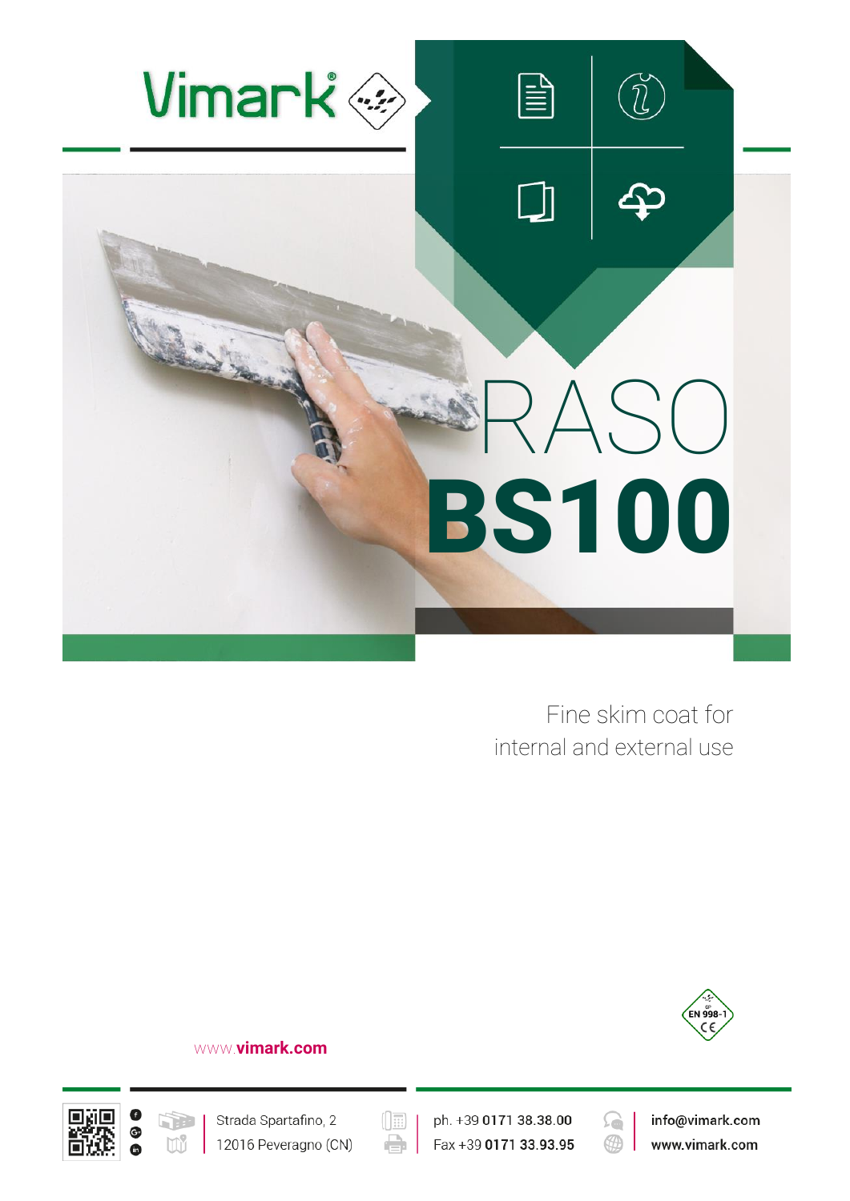Vimark®

# RASO BS100

Fine skim coat for internal and external use

EN 998-1
CE

www.vimark.com

Strada Spartafino, 2
12016 Peveragno (CN)

ph. +39 0171 38.38.00
Fax +39 0171 33.93.95

info@vimark.com
www.vimark.com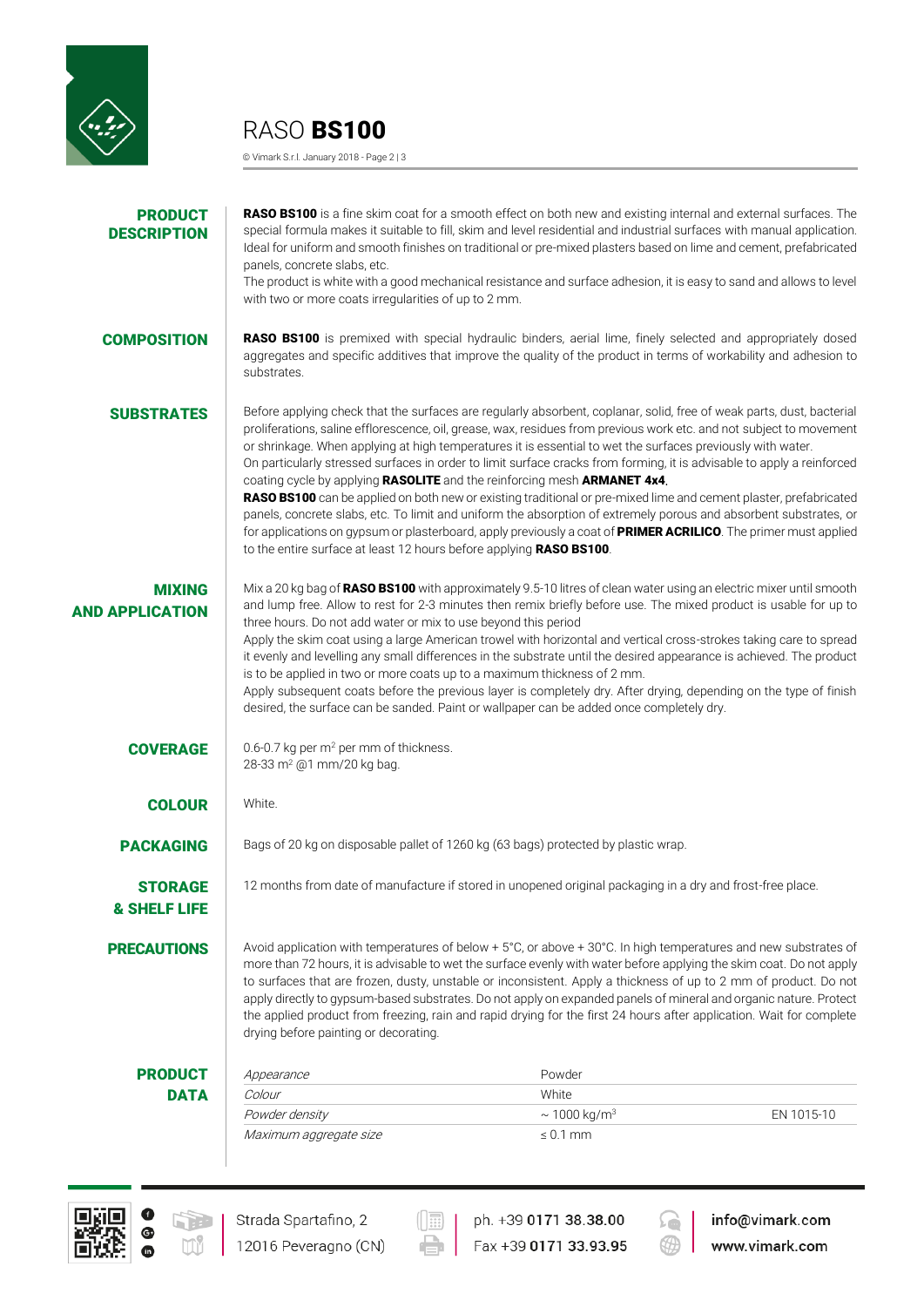# RASO **BS100**

## PRODUCT DESCRIPTION

**RASO BS100** is a fine skim coat for a smooth effect on both new and existing internal and external surfaces. The special formula makes it suitable to fill, skim and level residential and industrial surfaces with manual application. Ideal for uniform and smooth finishes on traditional or pre-mixed plasters based on lime and cement, prefabricated panels, concrete slabs, etc.
The product is white with a good mechanical resistance and surface adhesion, it is easy to sand and allows to level with two or more coats irregularities of up to 2 mm.

## COMPOSITION

**RASO BS100** is premixed with special hydraulic binders, aerial lime, finely selected and appropriately dosed aggregates and specific additives that improve the quality of the product in terms of workability and adhesion to substrates.

## SUBSTRATES

Before applying check that the surfaces are regularly absorbent, coplanar, solid, free of weak parts, dust, bacterial proliferations, saline efflorescence, oil, grease, wax, residues from previous work etc. and not subject to movement or shrinkage. When applying at high temperatures it is essential to wet the surfaces previously with water.
On particularly stressed surfaces in order to limit surface cracks from forming, it is advisable to apply a reinforced coating cycle by applying **RASOLITE** and the reinforcing mesh **ARMANET 4x4**.
**RASO BS100** can be applied on both new or existing traditional or pre-mixed lime and cement plaster, prefabricated panels, concrete slabs, etc. To limit and uniform the absorption of extremely porous and absorbent substrates, or for applications on gypsum or plasterboard, apply previously a coat of **PRIMER ACRILICO**. The primer must applied to the entire surface at least 12 hours before applying **RASO BS100**.

## MIXING AND APPLICATION

Mix a 20 kg bag of **RASO BS100** with approximately 9.5-10 litres of clean water using an electric mixer until smooth and lump free. Allow to rest for 2-3 minutes then remix briefly before use. The mixed product is usable for up to three hours. Do not add water or mix to use beyond this period
Apply the skim coat using a large American trowel with horizontal and vertical cross-strokes taking care to spread it evenly and levelling any small differences in the substrate until the desired appearance is achieved. The product is to be applied in two or more coats up to a maximum thickness of 2 mm.
Apply subsequent coats before the previous layer is completely dry. After drying, depending on the type of finish desired, the surface can be sanded. Paint or wallpaper can be added once completely dry.

## COVERAGE

0.6-0.7 kg per m$^2$ per mm of thickness.
28-33 m$^2$ @1 mm/20 kg bag.

## COLOUR

White.

## PACKAGING

Bags of 20 kg on disposable pallet of 1260 kg (63 bags) protected by plastic wrap.

## STORAGE & SHELF LIFE

12 months from date of manufacture if stored in unopened original packaging in a dry and frost-free place.

## PRECAUTIONS

Avoid application with temperatures of below + 5°C, or above + 30°C. In high temperatures and new substrates of more than 72 hours, it is advisable to wet the surface evenly with water before applying the skim coat. Do not apply to surfaces that are frozen, dusty, unstable or inconsistent. Apply a thickness of up to 2 mm of product. Do not apply directly to gypsum-based substrates. Do not apply on expanded panels of mineral and organic nature. Protect the applied product from freezing, rain and rapid drying for the first 24 hours after application. Wait for complete drying before painting or decorating.

## PRODUCT DATA

| | | |
|---|---|---|
| *Appearance* | Powder | |
| *Colour* | White | |
| *Powder density* | ~ 1000 kg/m$^3$ | EN 1015-10 |
| *Maximum aggregate size* | ≤ 0.1 mm | |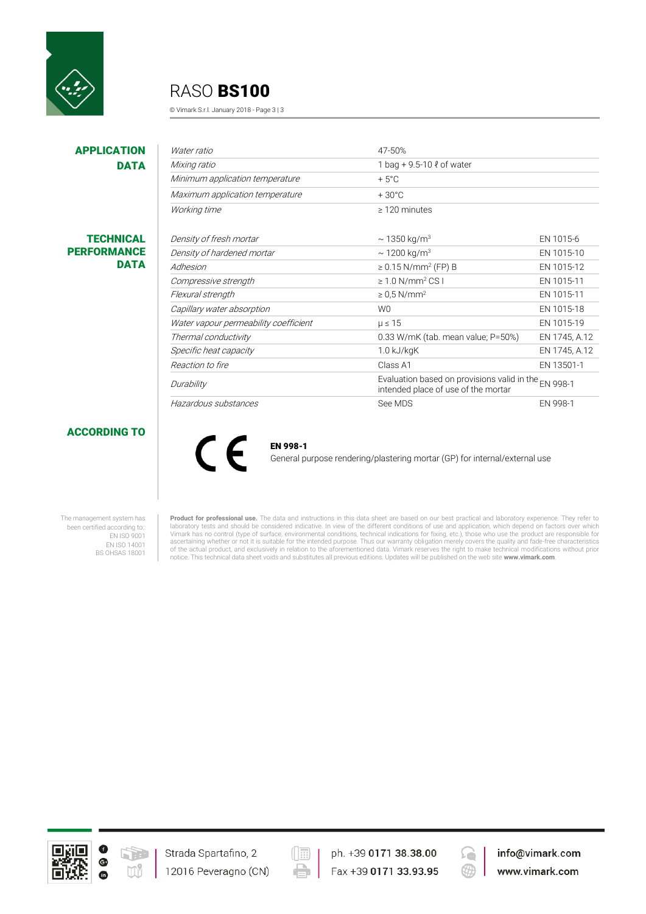# RASO **BS100**

## APPLICATION DATA

| | |
|---|---|
| *Water ratio* | 47-50% |
| *Mixing ratio* | 1 bag + 9.5-10 ℓ of water |
| *Minimum application temperature* | + 5°C |
| *Maximum application temperature* | + 30°C |
| *Working time* | ≥ 120 minutes |

## TECHNICAL PERFORMANCE DATA

| | | |
|---|---|---|
| *Density of fresh mortar* | ~ 1350 kg/m³ | EN 1015-6 |
| *Density of hardened mortar* | ~ 1200 kg/m³ | EN 1015-10 |
| *Adhesion* | ≥ 0.15 N/mm² (FP) B | EN 1015-12 |
| *Compressive strength* | ≥ 1.0 N/mm² CS I | EN 1015-11 |
| *Flexural strength* | ≥ 0,5 N/mm² | EN 1015-11 |
| *Capillary water absorption* | W0 | EN 1015-18 |
| *Water vapour permeability coefficient* | μ ≤ 15 | EN 1015-19 |
| *Thermal conductivity* | 0.33 W/mK (tab. mean value; P=50%) | EN 1745, A.12 |
| *Specific heat capacity* | 1.0 kJ/kgK | EN 1745, A.12 |
| *Reaction to fire* | Class A1 | EN 13501-1 |
| *Durability* | Evaluation based on provisions valid in the intended place of use of the mortar | EN 998-1 |
| *Hazardous substances* | See MDS | EN 998-1 |

## ACCORDING TO

CE

**EN 998-1**
General purpose rendering/plastering mortar (GP) for internal/external use

The management system has been certified according to:
EN ISO 9001
EN ISO 14001
BS OHSAS 18001

**Product for professional use.** The data and instructions in this data sheet are based on our best practical and laboratory experience. They refer to laboratory tests and should be considered indicative. In view of the different conditions of use and application, which depend on factors over which Vimark has no control (type of surface, environmental conditions, technical indications for fixing, etc.), those who use the product are responsible for ascertaining whether or not it is suitable for the intended purpose. Thus our warranty obligation merely covers the quality and fade-free characteristics of the actual product, and exclusively in relation to the aforementioned data. Vimark reserves the right to make technical modifications without prior notice. This technical data sheet voids and substitutes all previous editions. Updates will be published on the web site **www.vimark.com**.

Strada Spartafino, 2
12016 Peveragno (CN)

ph. +39 **0171 38.38.00**
Fax +39 **0171 33.93.95**

**info@vimark.com**
**www.vimark.com**